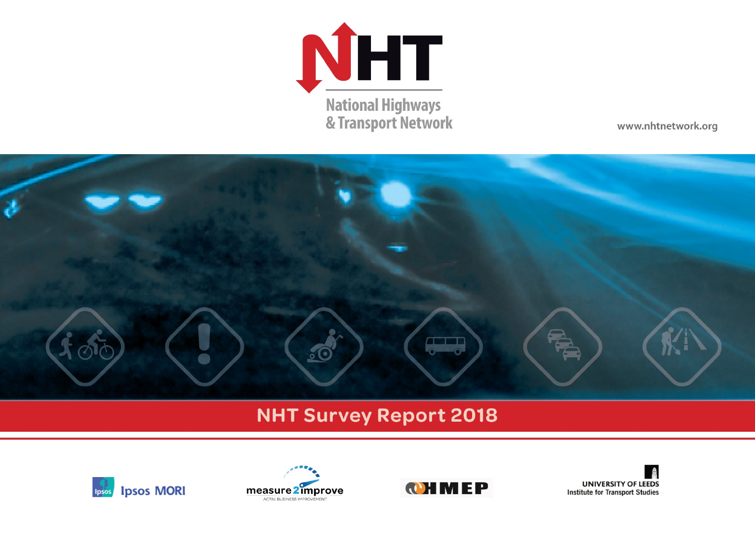# NHT

National Highways & Transport Network

www.nhtnetwork.org

## NHT Survey Report 2018

Ipsos MORI

measure2improve
ACTIV. BUSINESS IMPROVEMENT

HMEP

UNIVERSITY OF LEEDS
Institute for Transport Studies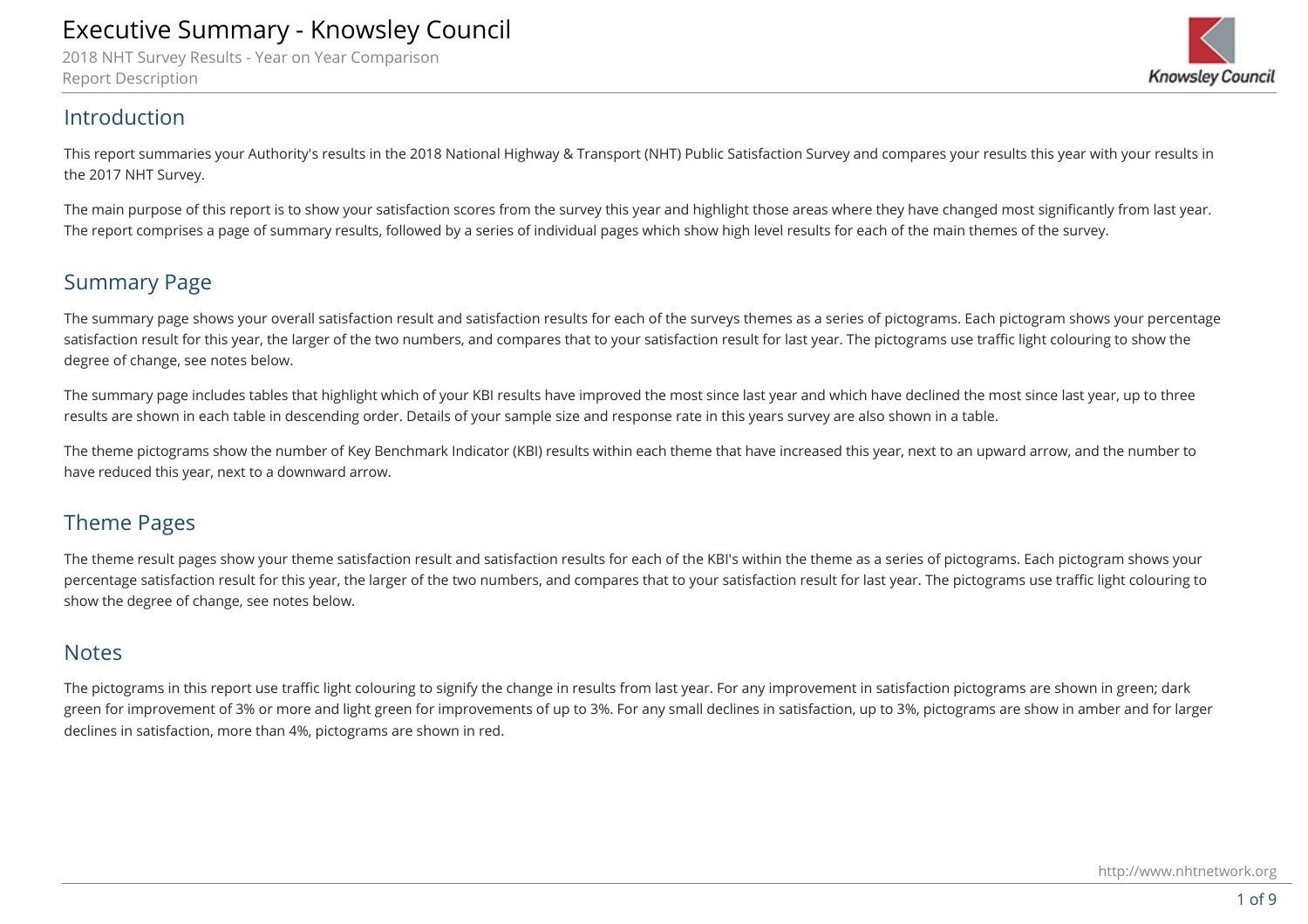# Executive Summary - Knowsley Council

2018 NHT Survey Results - Year on Year Comparison

Report Description

## Introduction

This report summaries your Authority's results in the 2018 National Highway & Transport (NHT) Public Satisfaction Survey and compares your results this year with your results in the 2017 NHT Survey.

The main purpose of this report is to show your satisfaction scores from the survey this year and highlight those areas where they have changed most significantly from last year. The report comprises a page of summary results, followed by a series of individual pages which show high level results for each of the main themes of the survey.

## Summary Page

The summary page shows your overall satisfaction result and satisfaction results for each of the surveys themes as a series of pictograms. Each pictogram shows your percentage satisfaction result for this year, the larger of the two numbers, and compares that to your satisfaction result for last year. The pictograms use traffic light colouring to show the degree of change, see notes below.

The summary page includes tables that highlight which of your KBI results have improved the most since last year and which have declined the most since last year, up to three results are shown in each table in descending order. Details of your sample size and response rate in this years survey are also shown in a table.

The theme pictograms show the number of Key Benchmark Indicator (KBI) results within each theme that have increased this year, next to an upward arrow, and the number to have reduced this year, next to a downward arrow.

## Theme Pages

The theme result pages show your theme satisfaction result and satisfaction results for each of the KBI's within the theme as a series of pictograms. Each pictogram shows your percentage satisfaction result for this year, the larger of the two numbers, and compares that to your satisfaction result for last year. The pictograms use traffic light colouring to show the degree of change, see notes below.

## Notes

The pictograms in this report use traffic light colouring to signify the change in results from last year. For any improvement in satisfaction pictograms are shown in green; dark green for improvement of 3% or more and light green for improvements of up to 3%. For any small declines in satisfaction, up to 3%, pictograms are show in amber and for larger declines in satisfaction, more than 4%, pictograms are shown in red.

http://www.nhtnetwork.org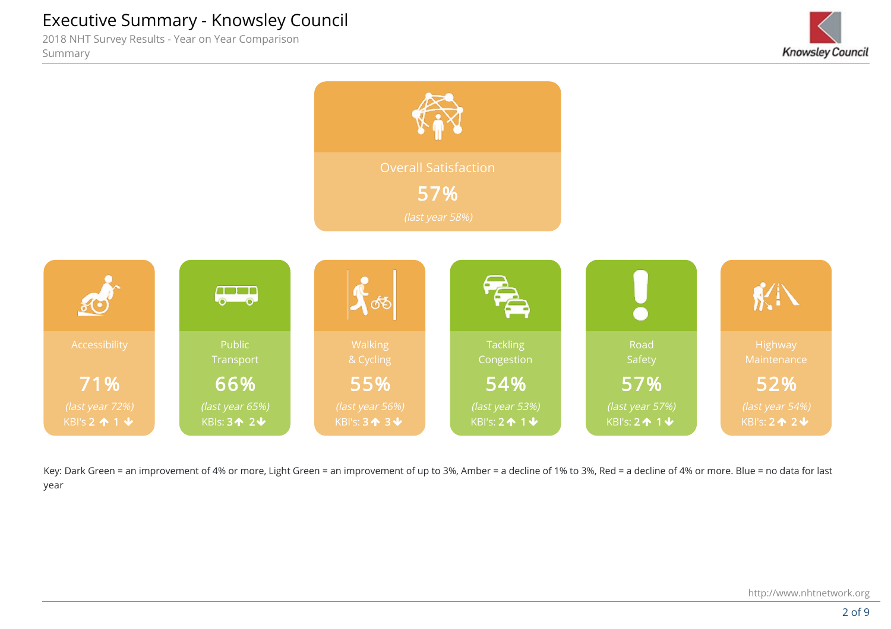# Executive Summary - Knowsley Council

2018 NHT Survey Results - Year on Year Comparison

Summary

**Overall Satisfaction**

**57%**

*(last year 58%)*

**Accessibility**

**71%**

*(last year 72%)*

KBI's 2 ↑ 1 ↓

**Public Transport**

**66%**

*(last year 65%)*

KBIs: 3 ↑ 2 ↓

**Walking & Cycling**

**55%**

*(last year 56%)*

KBI's: 3 ↑ 3 ↓

**Tackling Congestion**

**54%**

*(last year 53%)*

KBI's: 2 ↑ 1 ↓

**Road Safety**

**57%**

*(last year 57%)*

KBI's: 2 ↑ 1 ↓

**Highway Maintenance**

**52%**

*(last year 54%)*

KBI's: 2 ↑ 2 ↓

Key: Dark Green = an improvement of 4% or more, Light Green = an improvement of up to 3%, Amber = a decline of 1% to 3%, Red = a decline of 4% or more. Blue = no data for last year

http://www.nhtnetwork.org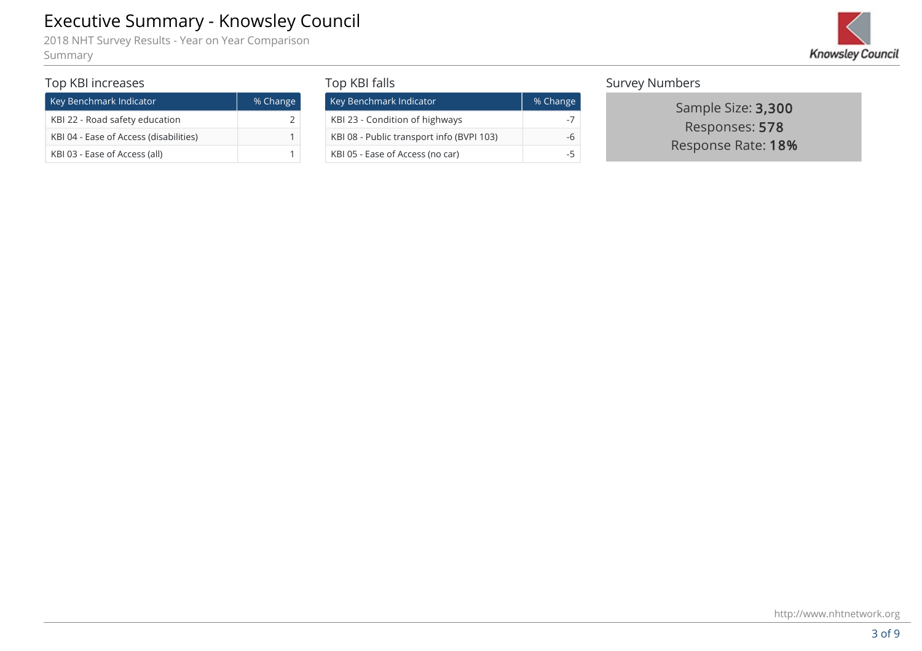# Executive Summary - Knowsley Council

2018 NHT Survey Results - Year on Year Comparison

Summary

## Top KBI increases

| Key Benchmark Indicator | % Change |
|---|---|
| KBI 22 - Road safety education | 2 |
| KBI 04 - Ease of Access (disabilities) | 1 |
| KBI 03 - Ease of Access (all) | 1 |

## Top KBI falls

| Key Benchmark Indicator | % Change |
|---|---|
| KBI 23 - Condition of highways | -7 |
| KBI 08 - Public transport info (BVPI 103) | -6 |
| KBI 05 - Ease of Access (no car) | -5 |

## Survey Numbers

Sample Size: **3,300**

Responses: **578**

Response Rate: **18%**

http://www.nhtnetwork.org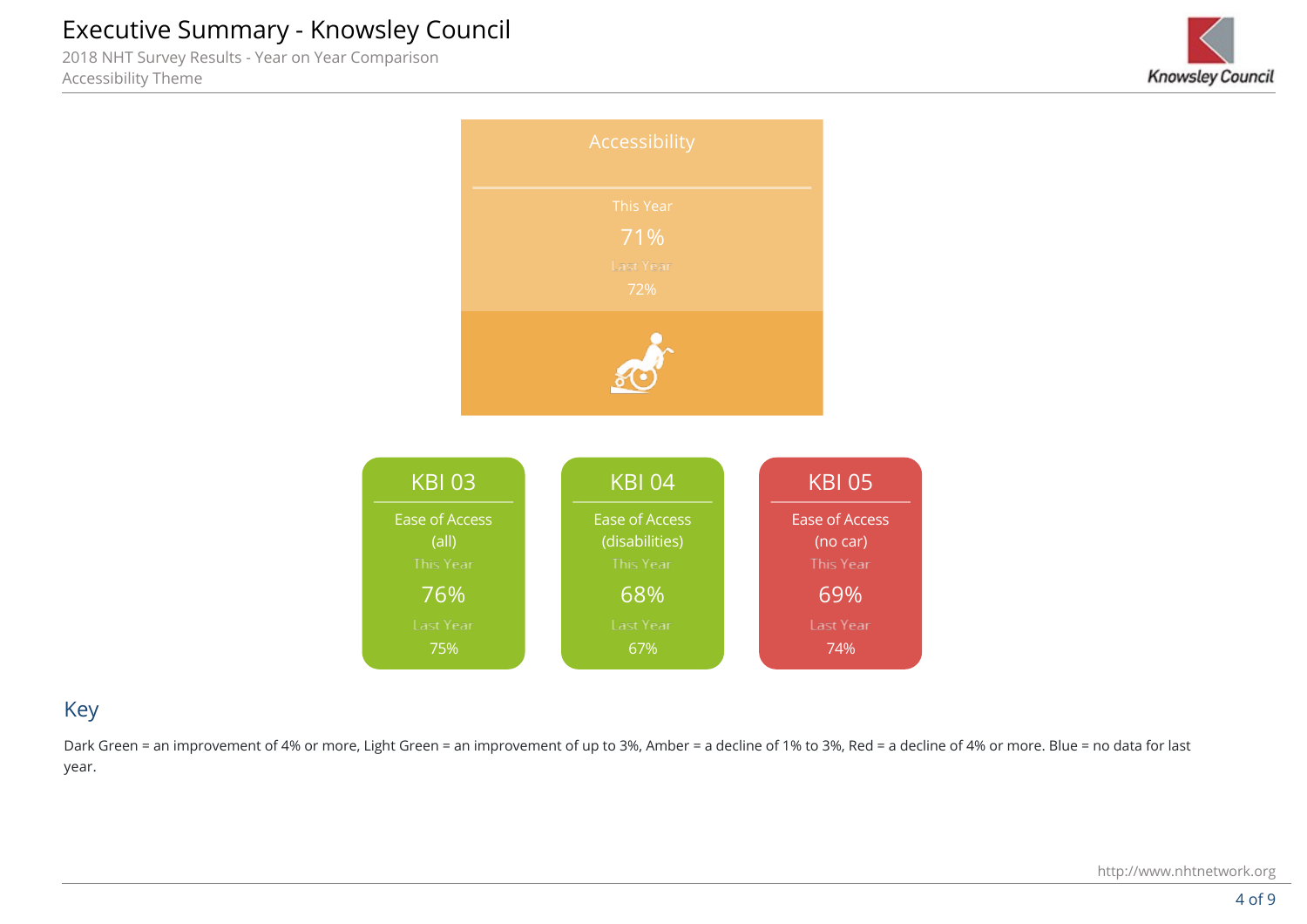# Executive Summary - Knowsley Council

2018 NHT Survey Results - Year on Year Comparison

Accessibility Theme

## Accessibility

This Year

71%

Last Year

72%

| KBI 03 | KBI 04 | KBI 05 |
|---|---|---|
| Ease of Access (all) | Ease of Access (disabilities) | Ease of Access (no car) |
| This Year | This Year | This Year |
| 76% | 68% | 69% |
| Last Year | Last Year | Last Year |
| 75% | 67% | 74% |

## Key

Dark Green = an improvement of 4% or more, Light Green = an improvement of up to 3%, Amber = a decline of 1% to 3%, Red = a decline of 4% or more. Blue = no data for last year.

http://www.nhtnetwork.org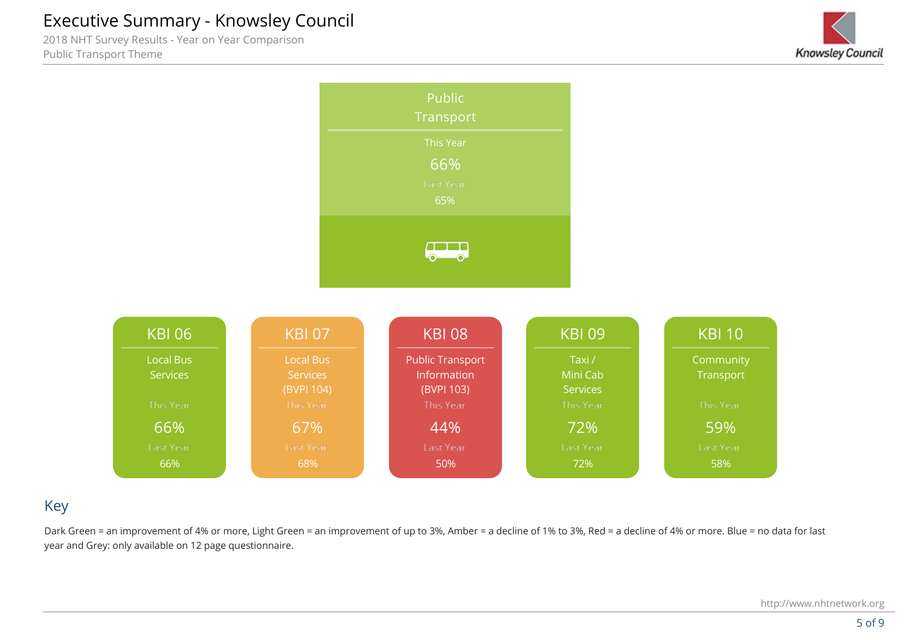# Executive Summary - Knowsley Council

2018 NHT Survey Results - Year on Year Comparison

Public Transport Theme

## Public Transport

This Year

66%

Last Year

65%

| KBI | Indicator | This Year | Last Year |
|---|---|---|---|
| KBI 06 | Local Bus Services | 66% | 66% |
| KBI 07 | Local Bus Services (BVPI 104) | 67% | 68% |
| KBI 08 | Public Transport Information (BVPI 103) | 44% | 50% |
| KBI 09 | Taxi / Mini Cab Services | 72% | 72% |
| KBI 10 | Community Transport | 59% | 58% |

## Key

Dark Green = an improvement of 4% or more, Light Green = an improvement of up to 3%, Amber = a decline of 1% to 3%, Red = a decline of 4% or more. Blue = no data for last year and Grey: only available on 12 page questionnaire.

http://www.nhtnetwork.org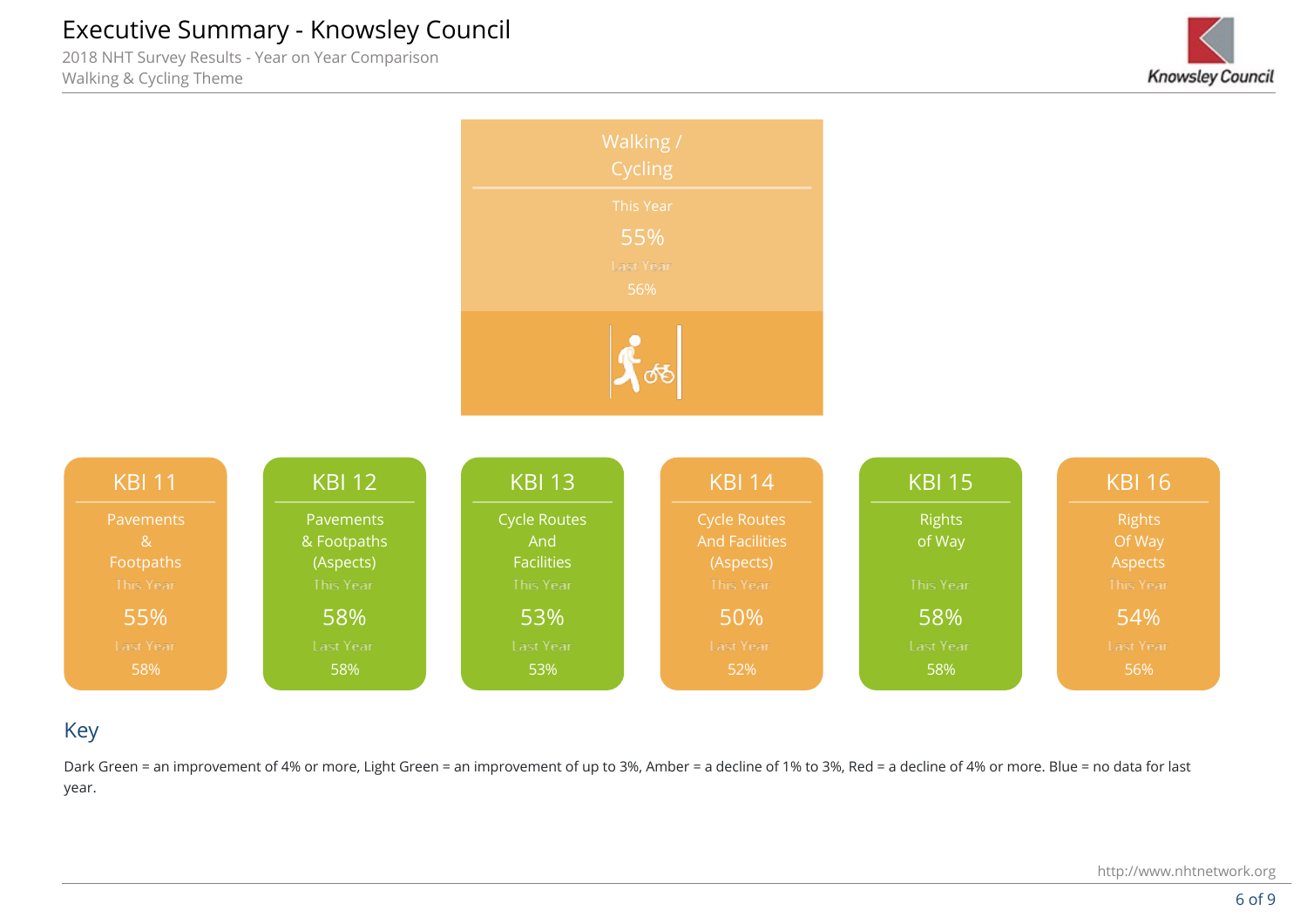# Executive Summary - Knowsley Council

2018 NHT Survey Results - Year on Year Comparison

Walking & Cycling Theme

## Walking / Cycling

This Year: 55%

Last Year: 56%

| | KBI 11 | KBI 12 | KBI 13 | KBI 14 | KBI 15 | KBI 16 |
|---|---|---|---|---|---|---|
| | Pavements & Footpaths | Pavements & Footpaths (Aspects) | Cycle Routes And Facilities | Cycle Routes And Facilities (Aspects) | Rights of Way | Rights Of Way Aspects |
| This Year | 55% | 58% | 53% | 50% | 58% | 54% |
| Last Year | 58% | 58% | 53% | 52% | 58% | 56% |

## Key

Dark Green = an improvement of 4% or more, Light Green = an improvement of up to 3%, Amber = a decline of 1% to 3%, Red = a decline of 4% or more. Blue = no data for last year.

http://www.nhtnetwork.org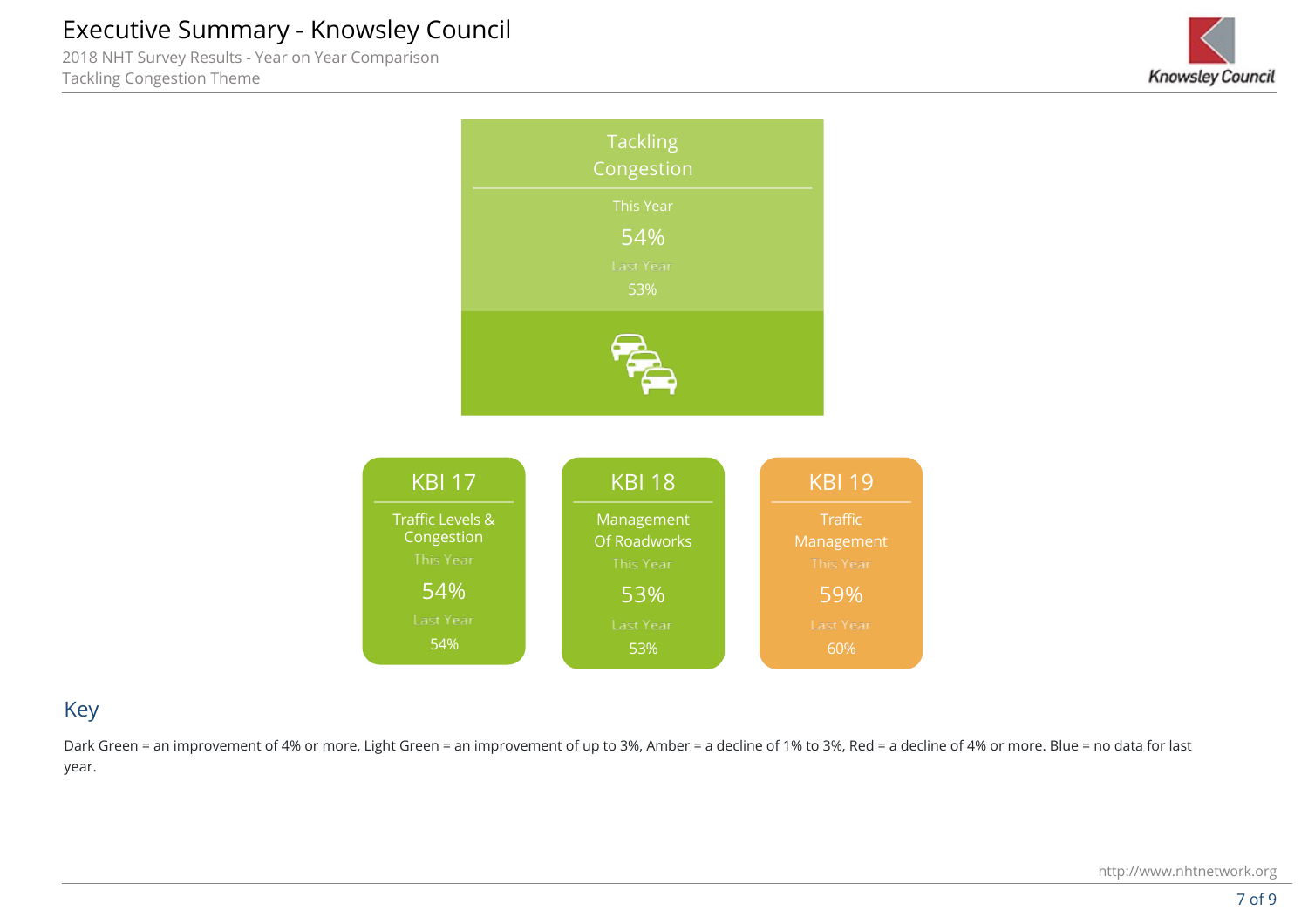# Executive Summary - Knowsley Council

2018 NHT Survey Results - Year on Year Comparison

Tackling Congestion Theme

## Tackling Congestion

This Year

54%

Last Year

53%

| | KBI 17 | KBI 18 | KBI 19 |
|---|---|---|---|
| | Traffic Levels & Congestion | Management Of Roadworks | Traffic Management |
| This Year | 54% | 53% | 59% |
| Last Year | 54% | 53% | 60% |

## Key

Dark Green = an improvement of 4% or more, Light Green = an improvement of up to 3%, Amber = a decline of 1% to 3%, Red = a decline of 4% or more. Blue = no data for last year.

http://www.nhtnetwork.org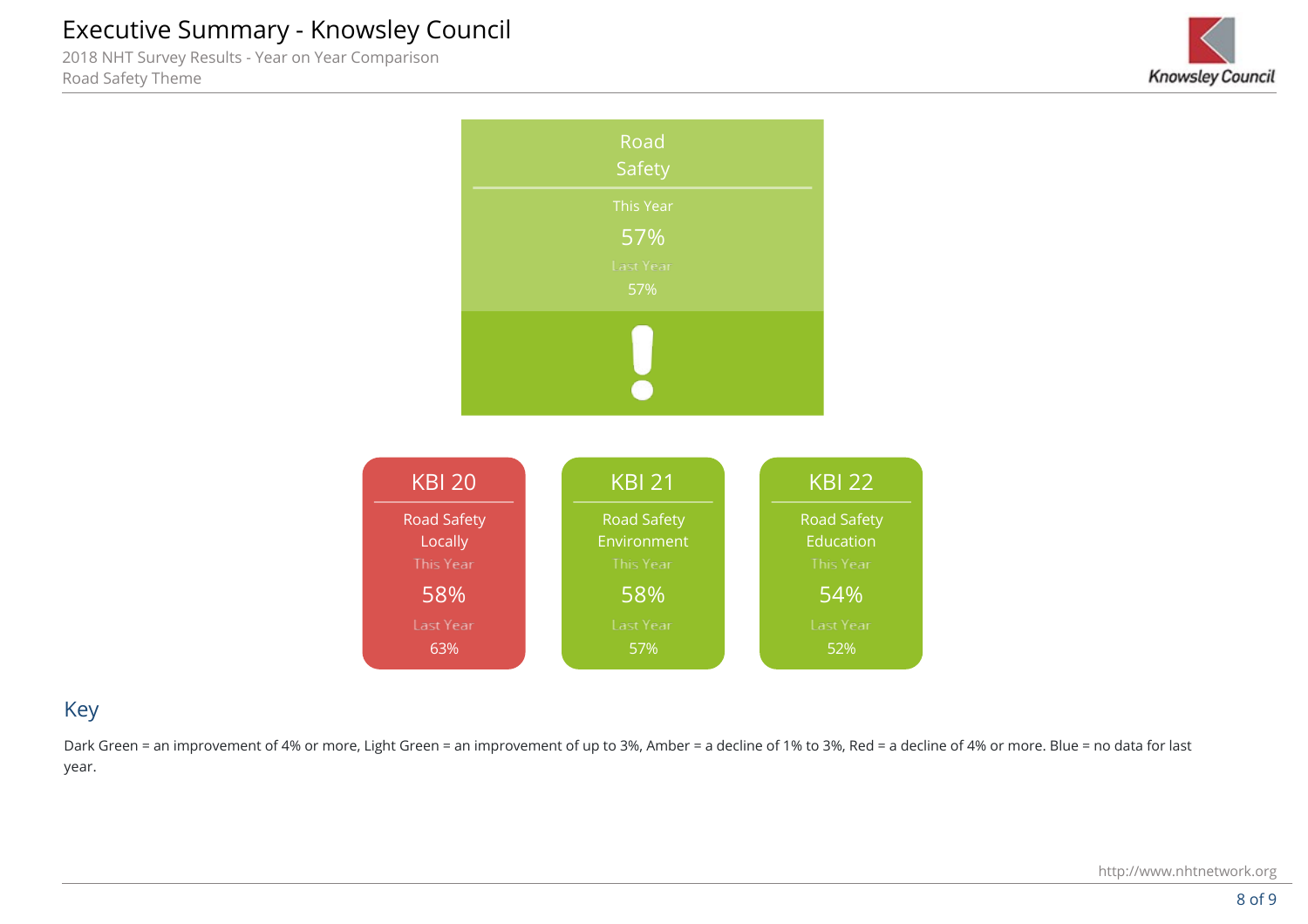# Executive Summary - Knowsley Council

2018 NHT Survey Results - Year on Year Comparison

Road Safety Theme

**Road Safety**

This Year

57%

Last Year

57%

!

| KBI 20 | KBI 21 | KBI 22 |
|---|---|---|
| Road Safety Locally | Road Safety Environment | Road Safety Education |
| This Year | This Year | This Year |
| 58% | 58% | 54% |
| Last Year | Last Year | Last Year |
| 63% | 57% | 52% |

## Key

Dark Green = an improvement of 4% or more, Light Green = an improvement of up to 3%, Amber = a decline of 1% to 3%, Red = a decline of 4% or more. Blue = no data for last year.

http://www.nhtnetwork.org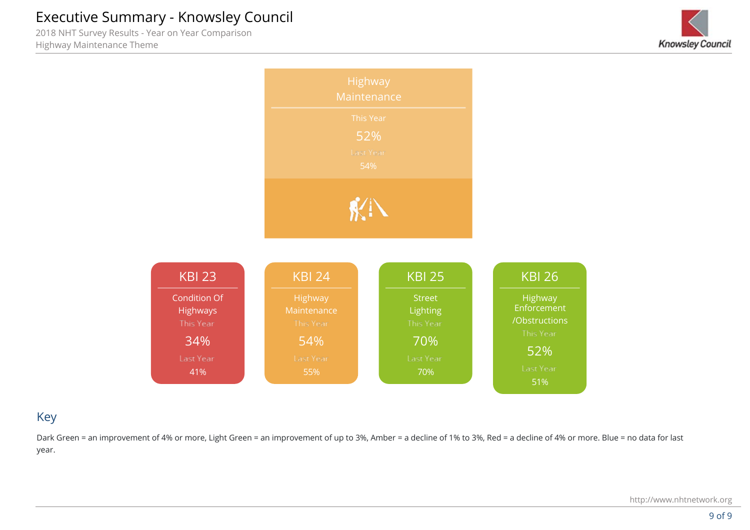# Executive Summary - Knowsley Council

2018 NHT Survey Results - Year on Year Comparison

Highway Maintenance Theme

Highway Maintenance

This Year

52%

Last Year

54%

KBI 23

Condition Of Highways

This Year

34%

Last Year

41%

KBI 24

Highway Maintenance

This Year

54%

Last Year

55%

KBI 25

Street Lighting

This Year

70%

Last Year

70%

KBI 26

Highway Enforcement /Obstructions

This Year

52%

Last Year

51%

## Key

Dark Green = an improvement of 4% or more, Light Green = an improvement of up to 3%, Amber = a decline of 1% to 3%, Red = a decline of 4% or more. Blue = no data for last year.

http://www.nhtnetwork.org